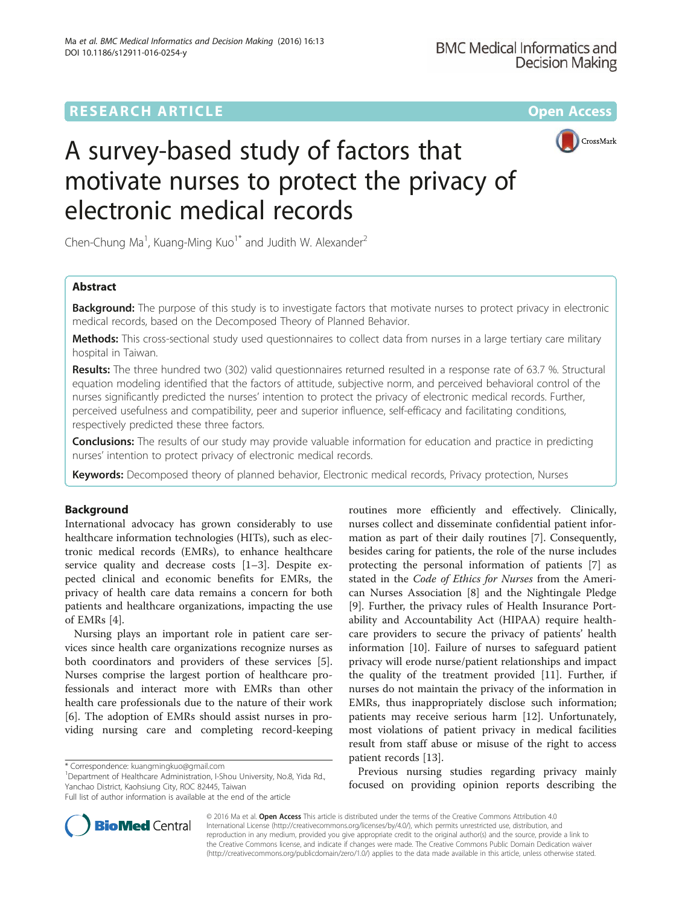RESEARCH ARTICLE

Open Access

# A survey-based study of factors that motivate nurses to protect the privacy of electronic medical records

Chen-Chung Ma[1], Kuang-Ming Kuo[1*] and Judith W. Alexander[2]

## Abstract

**Background:** The purpose of this study is to investigate factors that motivate nurses to protect privacy in electronic medical records, based on the Decomposed Theory of Planned Behavior.

**Methods:** This cross-sectional study used questionnaires to collect data from nurses in a large tertiary care military hospital in Taiwan.

**Results:** The three hundred two (302) valid questionnaires returned resulted in a response rate of 63.7 %. Structural equation modeling identified that the factors of attitude, subjective norm, and perceived behavioral control of the nurses significantly predicted the nurses' intention to protect the privacy of electronic medical records. Further, perceived usefulness and compatibility, peer and superior influence, self-efficacy and facilitating conditions, respectively predicted these three factors.

**Conclusions:** The results of our study may provide valuable information for education and practice in predicting nurses' intention to protect privacy of electronic medical records.

**Keywords:** Decomposed theory of planned behavior, Electronic medical records, Privacy protection, Nurses

## Background

International advocacy has grown considerably to use healthcare information technologies (HITs), such as electronic medical records (EMRs), to enhance healthcare service quality and decrease costs [1–3]. Despite expected clinical and economic benefits for EMRs, the privacy of health care data remains a concern for both patients and healthcare organizations, impacting the use of EMRs [4].

Nursing plays an important role in patient care services since health care organizations recognize nurses as both coordinators and providers of these services [5]. Nurses comprise the largest portion of healthcare professionals and interact more with EMRs than other health care professionals due to the nature of their work [6]. The adoption of EMRs should assist nurses in providing nursing care and completing record-keeping routines more efficiently and effectively. Clinically, nurses collect and disseminate confidential patient information as part of their daily routines [7]. Consequently, besides caring for patients, the role of the nurse includes protecting the personal information of patients [7] as stated in the *Code of Ethics for Nurses* from the American Nurses Association [8] and the Nightingale Pledge [9]. Further, the privacy rules of Health Insurance Portability and Accountability Act (HIPAA) require healthcare providers to secure the privacy of patients' health information [10]. Failure of nurses to safeguard patient privacy will erode nurse/patient relationships and impact the quality of the treatment provided [11]. Further, if nurses do not maintain the privacy of the information in EMRs, thus inappropriately disclose such information; patients may receive serious harm [12]. Unfortunately, most violations of patient privacy in medical facilities result from staff abuse or misuse of the right to access patient records [13].

Previous nursing studies regarding privacy mainly focused on providing opinion reports describing the

\* Correspondence: kuangmingkuo@gmail.com
[1]Department of Healthcare Administration, I-Shou University, No.8, Yida Rd., Yanchao District, Kaohsiung City, ROC 82445, Taiwan
Full list of author information is available at the end of the article

© 2016 Ma et al. **Open Access** This article is distributed under the terms of the Creative Commons Attribution 4.0 International License (http://creativecommons.org/licenses/by/4.0/), which permits unrestricted use, distribution, and reproduction in any medium, provided you give appropriate credit to the original author(s) and the source, provide a link to the Creative Commons license, and indicate if changes were made. The Creative Commons Public Domain Dedication waiver (http://creativecommons.org/publicdomain/zero/1.0/) applies to the data made available in this article, unless otherwise stated.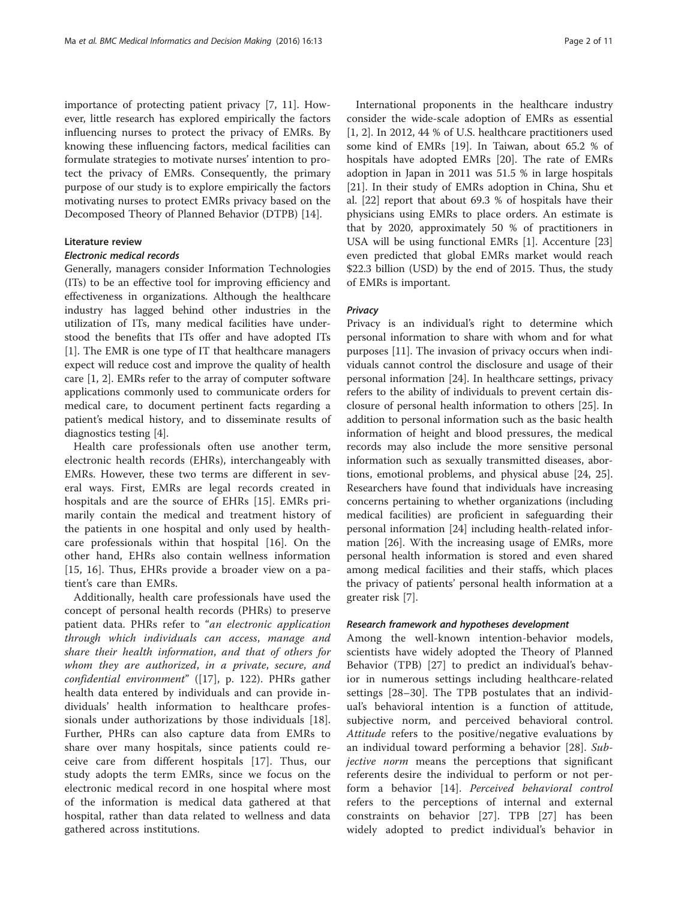importance of protecting patient privacy [7, 11]. However, little research has explored empirically the factors influencing nurses to protect the privacy of EMRs. By knowing these influencing factors, medical facilities can formulate strategies to motivate nurses' intention to protect the privacy of EMRs. Consequently, the primary purpose of our study is to explore empirically the factors motivating nurses to protect EMRs privacy based on the Decomposed Theory of Planned Behavior (DTPB) [14].

## Literature review

### Electronic medical records

Generally, managers consider Information Technologies (ITs) to be an effective tool for improving efficiency and effectiveness in organizations. Although the healthcare industry has lagged behind other industries in the utilization of ITs, many medical facilities have understood the benefits that ITs offer and have adopted ITs [1]. The EMR is one type of IT that healthcare managers expect will reduce cost and improve the quality of health care [1, 2]. EMRs refer to the array of computer software applications commonly used to communicate orders for medical care, to document pertinent facts regarding a patient's medical history, and to disseminate results of diagnostics testing [4].

Health care professionals often use another term, electronic health records (EHRs), interchangeably with EMRs. However, these two terms are different in several ways. First, EMRs are legal records created in hospitals and are the source of EHRs [15]. EMRs primarily contain the medical and treatment history of the patients in one hospital and only used by healthcare professionals within that hospital [16]. On the other hand, EHRs also contain wellness information [15, 16]. Thus, EHRs provide a broader view on a patient's care than EMRs.

Additionally, health care professionals have used the concept of personal health records (PHRs) to preserve patient data. PHRs refer to "*an electronic application through which individuals can access, manage and share their health information, and that of others for whom they are authorized, in a private, secure, and confidential environment*" ([17], p. 122). PHRs gather health data entered by individuals and can provide individuals' health information to healthcare professionals under authorizations by those individuals [18]. Further, PHRs can also capture data from EMRs to share over many hospitals, since patients could receive care from different hospitals [17]. Thus, our study adopts the term EMRs, since we focus on the electronic medical record in one hospital where most of the information is medical data gathered at that hospital, rather than data related to wellness and data gathered across institutions.

International proponents in the healthcare industry consider the wide-scale adoption of EMRs as essential [1, 2]. In 2012, 44 % of U.S. healthcare practitioners used some kind of EMRs [19]. In Taiwan, about 65.2 % of hospitals have adopted EMRs [20]. The rate of EMRs adoption in Japan in 2011 was 51.5 % in large hospitals [21]. In their study of EMRs adoption in China, Shu et al. [22] report that about 69.3 % of hospitals have their physicians using EMRs to place orders. An estimate is that by 2020, approximately 50 % of practitioners in USA will be using functional EMRs [1]. Accenture [23] even predicted that global EMRs market would reach \$22.3 billion (USD) by the end of 2015. Thus, the study of EMRs is important.

### Privacy

Privacy is an individual's right to determine which personal information to share with whom and for what purposes [11]. The invasion of privacy occurs when individuals cannot control the disclosure and usage of their personal information [24]. In healthcare settings, privacy refers to the ability of individuals to prevent certain disclosure of personal health information to others [25]. In addition to personal information such as the basic health information of height and blood pressures, the medical records may also include the more sensitive personal information such as sexually transmitted diseases, abortions, emotional problems, and physical abuse [24, 25]. Researchers have found that individuals have increasing concerns pertaining to whether organizations (including medical facilities) are proficient in safeguarding their personal information [24] including health-related information [26]. With the increasing usage of EMRs, more personal health information is stored and even shared among medical facilities and their staffs, which places the privacy of patients' personal health information at a greater risk [7].

### Research framework and hypotheses development

Among the well-known intention-behavior models, scientists have widely adopted the Theory of Planned Behavior (TPB) [27] to predict an individual's behavior in numerous settings including healthcare-related settings [28–30]. The TPB postulates that an individual's behavioral intention is a function of attitude, subjective norm, and perceived behavioral control. *Attitude* refers to the positive/negative evaluations by an individual toward performing a behavior [28]. *Subjective norm* means the perceptions that significant referents desire the individual to perform or not perform a behavior [14]. *Perceived behavioral control* refers to the perceptions of internal and external constraints on behavior [27]. TPB [27] has been widely adopted to predict individual's behavior in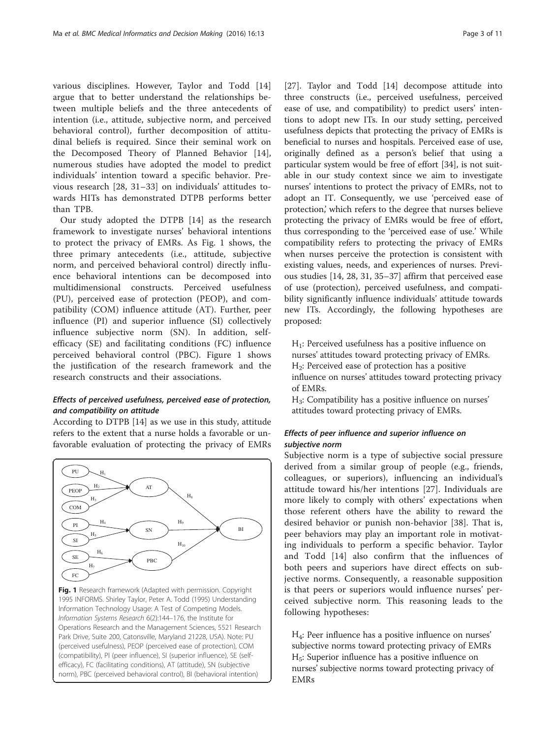various disciplines. However, Taylor and Todd [14] argue that to better understand the relationships between multiple beliefs and the three antecedents of intention (i.e., attitude, subjective norm, and perceived behavioral control), further decomposition of attitudinal beliefs is required. Since their seminal work on the Decomposed Theory of Planned Behavior [14], numerous studies have adopted the model to predict individuals' intention toward a specific behavior. Previous research [28, 31–33] on individuals' attitudes towards HITs has demonstrated DTPB performs better than TPB.

Our study adopted the DTPB [14] as the research framework to investigate nurses' behavioral intentions to protect the privacy of EMRs. As Fig. 1 shows, the three primary antecedents (i.e., attitude, subjective norm, and perceived behavioral control) directly influence behavioral intentions can be decomposed into multidimensional constructs. Perceived usefulness (PU), perceived ease of protection (PEOP), and compatibility (COM) influence attitude (AT). Further, peer influence (PI) and superior influence (SI) collectively influence subjective norm (SN). In addition, self-efficacy (SE) and facilitating conditions (FC) influence perceived behavioral control (PBC). Figure 1 shows the justification of the research framework and the research constructs and their associations.

### Effects of perceived usefulness, perceived ease of protection, and compatibility on attitude

According to DTPB [14] as we use in this study, attitude refers to the extent that a nurse holds a favorable or unfavorable evaluation of protecting the privacy of EMRs [27]. Taylor and Todd [14] decompose attitude into three constructs (i.e., perceived usefulness, perceived ease of use, and compatibility) to predict users' intentions to adopt new ITs. In our study setting, perceived usefulness depicts that protecting the privacy of EMRs is beneficial to nurses and hospitals. Perceived ease of use, originally defined as a person's belief that using a particular system would be free of effort [34], is not suitable in our study context since we aim to investigate nurses' intentions to protect the privacy of EMRs, not to adopt an IT. Consequently, we use 'perceived ease of protection,' which refers to the degree that nurses believe protecting the privacy of EMRs would be free of effort, thus corresponding to the 'perceived ease of use.' While compatibility refers to protecting the privacy of EMRs when nurses perceive the protection is consistent with existing values, needs, and experiences of nurses. Previous studies [14, 28, 31, 35–37] affirm that perceived ease of use (protection), perceived usefulness, and compatibility significantly influence individuals' attitude towards new ITs. Accordingly, the following hypotheses are proposed:

$H_1$: Perceived usefulness has a positive influence on nurses' attitudes toward protecting privacy of EMRs.
$H_2$: Perceived ease of protection has a positive influence on nurses' attitudes toward protecting privacy of EMRs.
$H_3$: Compatibility has a positive influence on nurses' attitudes toward protecting privacy of EMRs.

**Fig. 1** Research framework (Adapted with permission. Copyright 1995 INFORMS. Shirley Taylor, Peter A. Todd (1995) Understanding Information Technology Usage: A Test of Competing Models. *Information Systems Research* 6(2):144–176, the Institute for Operations Research and the Management Sciences, 5521 Research Park Drive, Suite 200, Catonsville, Maryland 21228, USA). Note: PU (perceived usefulness), PEOP (perceived ease of protection), COM (compatibility), PI (peer influence), SI (superior influence), SE (self-efficacy), FC (facilitating conditions), AT (attitude), SN (subjective norm), PBC (perceived behavioral control), BI (behavioral intention)

### Effects of peer influence and superior influence on subjective norm

Subjective norm is a type of subjective social pressure derived from a similar group of people (e.g., friends, colleagues, or superiors), influencing an individual's attitude toward his/her intentions [27]. Individuals are more likely to comply with others' expectations when those referent others have the ability to reward the desired behavior or punish non-behavior [38]. That is, peer behaviors may play an important role in motivating individuals to perform a specific behavior. Taylor and Todd [14] also confirm that the influences of both peers and superiors have direct effects on subjective norms. Consequently, a reasonable supposition is that peers or superiors would influence nurses' perceived subjective norm. This reasoning leads to the following hypotheses:

$H_4$: Peer influence has a positive influence on nurses' subjective norms toward protecting privacy of EMRs
$H_5$: Superior influence has a positive influence on nurses' subjective norms toward protecting privacy of EMRs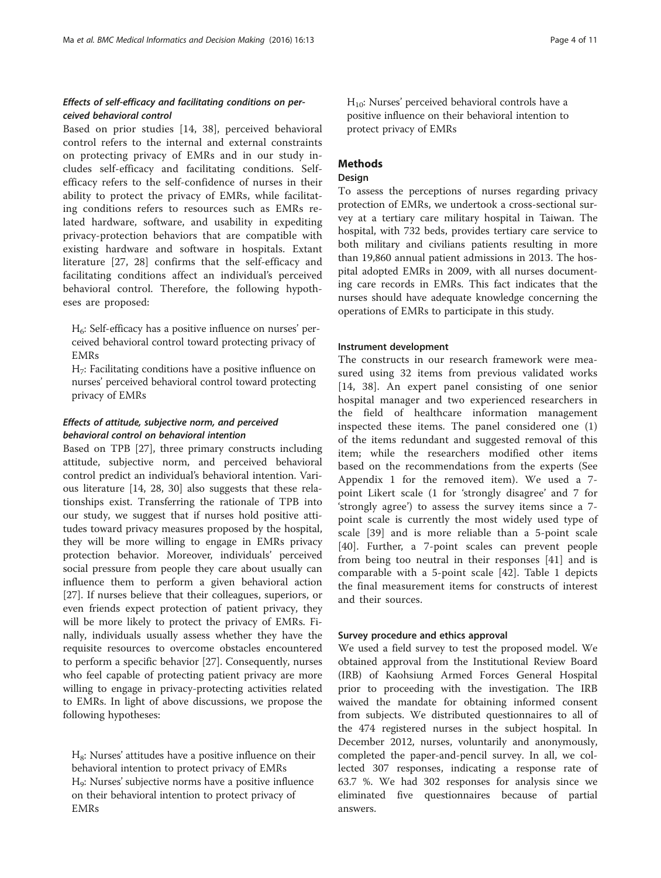### *Effects of self-efficacy and facilitating conditions on perceived behavioral control*

Based on prior studies [14, 38], perceived behavioral control refers to the internal and external constraints on protecting privacy of EMRs and in our study includes self-efficacy and facilitating conditions. Self-efficacy refers to the self-confidence of nurses in their ability to protect the privacy of EMRs, while facilitating conditions refers to resources such as EMRs related hardware, software, and usability in expediting privacy-protection behaviors that are compatible with existing hardware and software in hospitals. Extant literature [27, 28] confirms that the self-efficacy and facilitating conditions affect an individual's perceived behavioral control. Therefore, the following hypotheses are proposed:

> $H_6$: Self-efficacy has a positive influence on nurses' perceived behavioral control toward protecting privacy of EMRs
>
> $H_7$: Facilitating conditions have a positive influence on nurses' perceived behavioral control toward protecting privacy of EMRs

### *Effects of attitude, subjective norm, and perceived behavioral control on behavioral intention*

Based on TPB [27], three primary constructs including attitude, subjective norm, and perceived behavioral control predict an individual's behavioral intention. Various literature [14, 28, 30] also suggests that these relationships exist. Transferring the rationale of TPB into our study, we suggest that if nurses hold positive attitudes toward privacy measures proposed by the hospital, they will be more willing to engage in EMRs privacy protection behavior. Moreover, individuals' perceived social pressure from people they care about usually can influence them to perform a given behavioral action [27]. If nurses believe that their colleagues, superiors, or even friends expect protection of patient privacy, they will be more likely to protect the privacy of EMRs. Finally, individuals usually assess whether they have the requisite resources to overcome obstacles encountered to perform a specific behavior [27]. Consequently, nurses who feel capable of protecting patient privacy are more willing to engage in privacy-protecting activities related to EMRs. In light of above discussions, we propose the following hypotheses:

> $H_8$: Nurses' attitudes have a positive influence on their behavioral intention to protect privacy of EMRs
>
> $H_9$: Nurses' subjective norms have a positive influence on their behavioral intention to protect privacy of EMRs
>
> $H_{10}$: Nurses' perceived behavioral controls have a positive influence on their behavioral intention to protect privacy of EMRs

## Methods

### Design

To assess the perceptions of nurses regarding privacy protection of EMRs, we undertook a cross-sectional survey at a tertiary care military hospital in Taiwan. The hospital, with 732 beds, provides tertiary care service to both military and civilians patients resulting in more than 19,860 annual patient admissions in 2013. The hospital adopted EMRs in 2009, with all nurses documenting care records in EMRs. This fact indicates that the nurses should have adequate knowledge concerning the operations of EMRs to participate in this study.

### Instrument development

The constructs in our research framework were measured using 32 items from previous validated works [14, 38]. An expert panel consisting of one senior hospital manager and two experienced researchers in the field of healthcare information management inspected these items. The panel considered one (1) of the items redundant and suggested removal of this item; while the researchers modified other items based on the recommendations from the experts (See Appendix 1 for the removed item). We used a 7-point Likert scale (1 for 'strongly disagree' and 7 for 'strongly agree') to assess the survey items since a 7-point scale is currently the most widely used type of scale [39] and is more reliable than a 5-point scale [40]. Further, a 7-point scales can prevent people from being too neutral in their responses [41] and is comparable with a 5-point scale [42]. Table 1 depicts the final measurement items for constructs of interest and their sources.

### Survey procedure and ethics approval

We used a field survey to test the proposed model. We obtained approval from the Institutional Review Board (IRB) of Kaohsiung Armed Forces General Hospital prior to proceeding with the investigation. The IRB waived the mandate for obtaining informed consent from subjects. We distributed questionnaires to all of the 474 registered nurses in the subject hospital. In December 2012, nurses, voluntarily and anonymously, completed the paper-and-pencil survey. In all, we collected 307 responses, indicating a response rate of 63.7 %. We had 302 responses for analysis since we eliminated five questionnaires because of partial answers.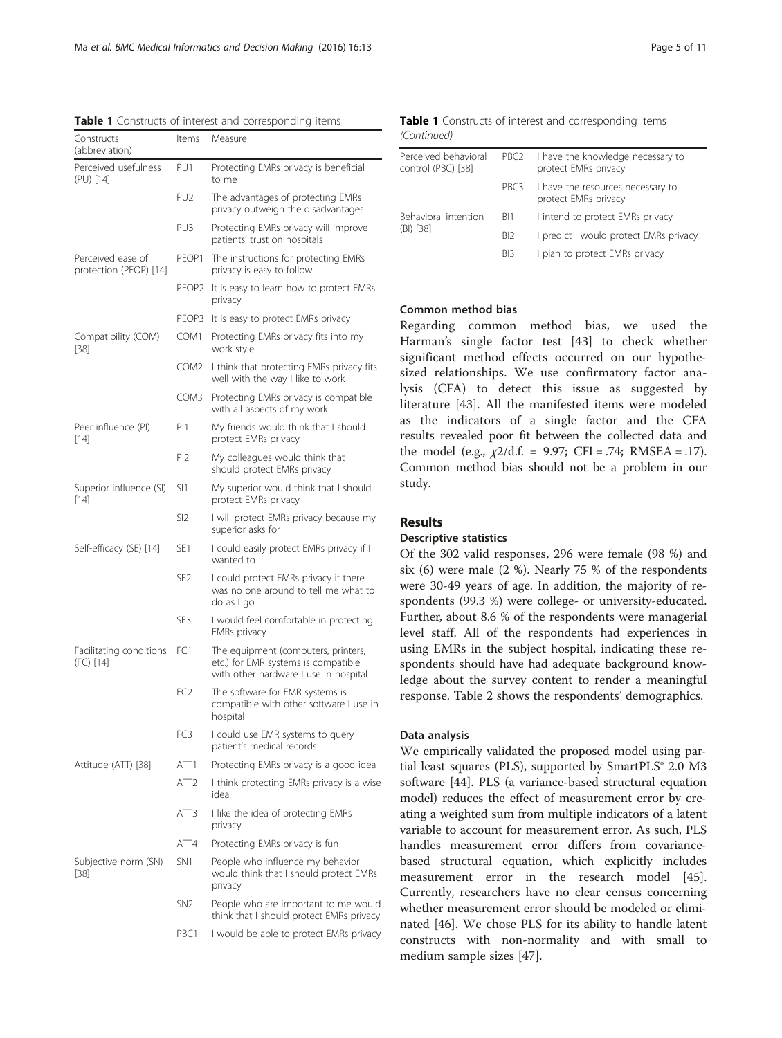**Table 1** Constructs of interest and corresponding items

| Constructs (abbreviation) | Items | Measure |
|---|---|---|
| Perceived usefulness (PU) [14] | PU1 | Protecting EMRs privacy is beneficial to me |
| | PU2 | The advantages of protecting EMRs privacy outweigh the disadvantages |
| | PU3 | Protecting EMRs privacy will improve patients' trust on hospitals |
| Perceived ease of protection (PEOP) [14] | PEOP1 | The instructions for protecting EMRs privacy is easy to follow |
| | PEOP2 | It is easy to learn how to protect EMRs privacy |
| | PEOP3 | It is easy to protect EMRs privacy |
| Compatibility (COM) [38] | COM1 | Protecting EMRs privacy fits into my work style |
| | COM2 | I think that protecting EMRs privacy fits well with the way I like to work |
| | COM3 | Protecting EMRs privacy is compatible with all aspects of my work |
| Peer influence (PI) [14] | PI1 | My friends would think that I should protect EMRs privacy |
| | PI2 | My colleagues would think that I should protect EMRs privacy |
| Superior influence (SI) [14] | SI1 | My superior would think that I should protect EMRs privacy |
| | SI2 | I will protect EMRs privacy because my superior asks for |
| Self-efficacy (SE) [14] | SE1 | I could easily protect EMRs privacy if I wanted to |
| | SE2 | I could protect EMRs privacy if there was no one around to tell me what to do as I go |
| | SE3 | I would feel comfortable in protecting EMRs privacy |
| Facilitating conditions (FC) [14] | FC1 | The equipment (computers, printers, etc.) for EMR systems is compatible with other hardware I use in hospital |
| | FC2 | The software for EMR systems is compatible with other software I use in hospital |
| | FC3 | I could use EMR systems to query patient's medical records |
| Attitude (ATT) [38] | ATT1 | Protecting EMRs privacy is a good idea |
| | ATT2 | I think protecting EMRs privacy is a wise idea |
| | ATT3 | I like the idea of protecting EMRs privacy |
| | ATT4 | Protecting EMRs privacy is fun |
| Subjective norm (SN) [38] | SN1 | People who influence my behavior would think that I should protect EMRs privacy |
| | SN2 | People who are important to me would think that I should protect EMRs privacy |
| | PBC1 | I would be able to protect EMRs privacy |
| Perceived behavioral control (PBC) [38] | PBC2 | I have the knowledge necessary to protect EMRs privacy |
| | PBC3 | I have the resources necessary to protect EMRs privacy |
| Behavioral intention (BI) [38] | BI1 | I intend to protect EMRs privacy |
| | BI2 | I predict I would protect EMRs privacy |
| | BI3 | I plan to protect EMRs privacy |

### Common method bias

Regarding common method bias, we used the Harman's single factor test [43] to check whether significant method effects occurred on our hypothesized relationships. We use confirmatory factor analysis (CFA) to detect this issue as suggested by literature [43]. All the manifested items were modeled as the indicators of a single factor and the CFA results revealed poor fit between the collected data and the model (e.g., $\chi2$/d.f. = 9.97; CFI = .74; RMSEA = .17). Common method bias should not be a problem in our study.

## Results

### Descriptive statistics

Of the 302 valid responses, 296 were female (98 %) and six (6) were male (2 %). Nearly 75 % of the respondents were 30-49 years of age. In addition, the majority of respondents (99.3 %) were college- or university-educated. Further, about 8.6 % of the respondents were managerial level staff. All of the respondents had experiences in using EMRs in the subject hospital, indicating these respondents should have had adequate background knowledge about the survey content to render a meaningful response. Table 2 shows the respondents' demographics.

### Data analysis

We empirically validated the proposed model using partial least squares (PLS), supported by SmartPLS® 2.0 M3 software [44]. PLS (a variance-based structural equation model) reduces the effect of measurement error by creating a weighted sum from multiple indicators of a latent variable to account for measurement error. As such, PLS handles measurement error differs from covariance-based structural equation, which explicitly includes measurement error in the research model [45]. Currently, researchers have no clear census concerning whether measurement error should be modeled or eliminated [46]. We chose PLS for its ability to handle latent constructs with non-normality and with small to medium sample sizes [47].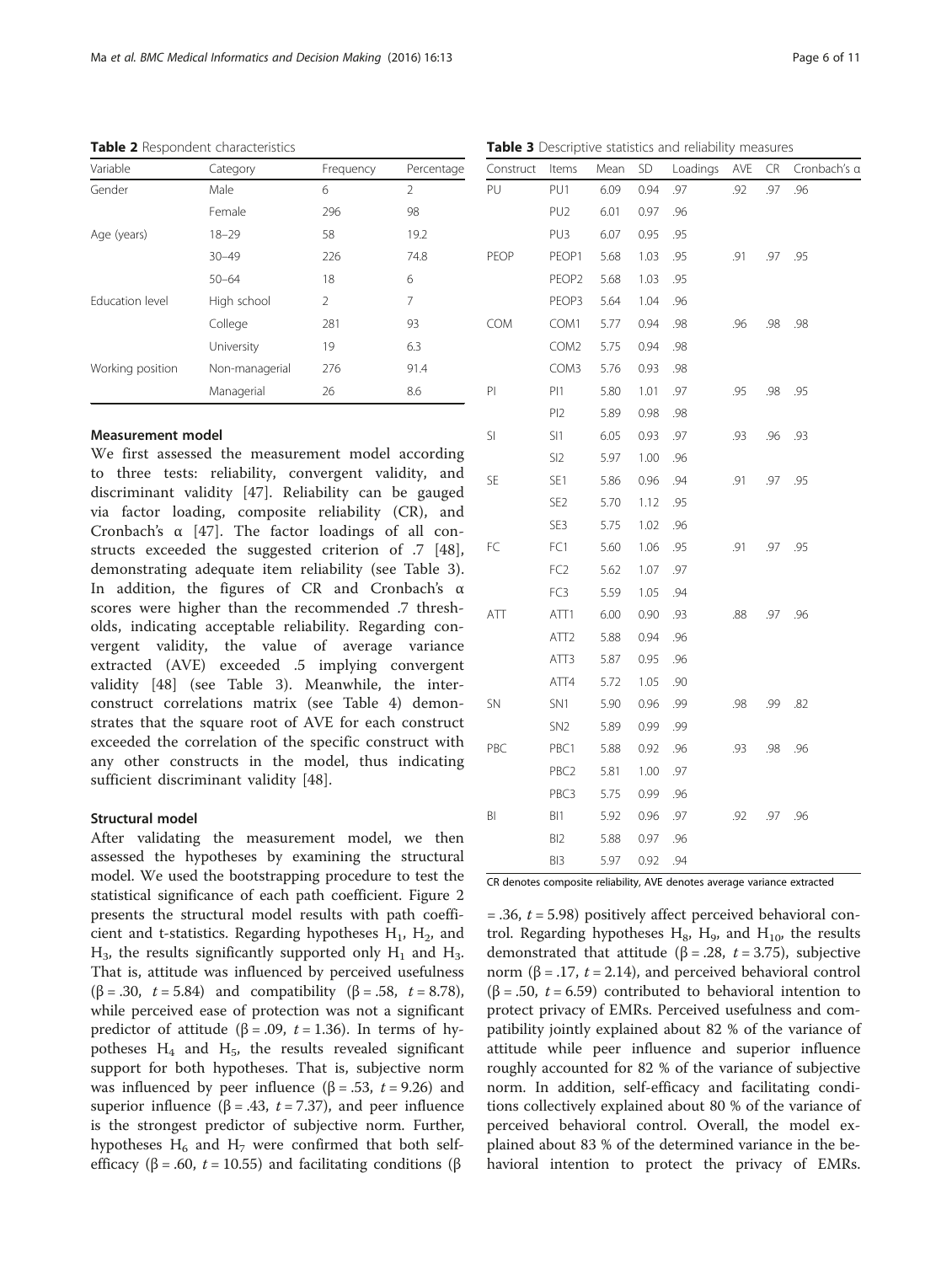**Table 2** Respondent characteristics

| Variable | Category | Frequency | Percentage |
|---|---|---|---|
| Gender | Male | 6 | 2 |
| | Female | 296 | 98 |
| Age (years) | 18–29 | 58 | 19.2 |
| | 30–49 | 226 | 74.8 |
| | 50–64 | 18 | 6 |
| Education level | High school | 2 | 7 |
| | College | 281 | 93 |
| | University | 19 | 6.3 |
| Working position | Non-managerial | 276 | 91.4 |
| | Managerial | 26 | 8.6 |

#### Measurement model

We first assessed the measurement model according to three tests: reliability, convergent validity, and discriminant validity [47]. Reliability can be gauged via factor loading, composite reliability (CR), and Cronbach's α [47]. The factor loadings of all constructs exceeded the suggested criterion of .7 [48], demonstrating adequate item reliability (see Table 3). In addition, the figures of CR and Cronbach's α scores were higher than the recommended .7 thresholds, indicating acceptable reliability. Regarding convergent validity, the value of average variance extracted (AVE) exceeded .5 implying convergent validity [48] (see Table 3). Meanwhile, the inter-construct correlations matrix (see Table 4) demonstrates that the square root of AVE for each construct exceeded the correlation of the specific construct with any other constructs in the model, thus indicating sufficient discriminant validity [48].

#### Structural model

After validating the measurement model, we then assessed the hypotheses by examining the structural model. We used the bootstrapping procedure to test the statistical significance of each path coefficient. Figure 2 presents the structural model results with path coefficient and t-statistics. Regarding hypotheses $H_1$, $H_2$, and $H_3$, the results significantly supported only $H_1$ and $H_3$. That is, attitude was influenced by perceived usefulness ($\beta = .30$, $t = 5.84$) and compatibility ($\beta = .58$, $t = 8.78$), while perceived ease of protection was not a significant predictor of attitude ($\beta = .09$, $t = 1.36$). In terms of hypotheses $H_4$ and $H_5$, the results revealed significant support for both hypotheses. That is, subjective norm was influenced by peer influence ($\beta = .53$, $t = 9.26$) and superior influence ($\beta = .43$, $t = 7.37$), and peer influence is the strongest predictor of subjective norm. Further, hypotheses $H_6$ and $H_7$ were confirmed that both self-efficacy ($\beta = .60$, $t = 10.55$) and facilitating conditions ($\beta = .36$, $t = 5.98$) positively affect perceived behavioral control. Regarding hypotheses $H_8$, $H_9$, and $H_{10}$, the results demonstrated that attitude ($\beta = .28$, $t = 3.75$), subjective norm ($\beta = .17$, $t = 2.14$), and perceived behavioral control ($\beta = .50$, $t = 6.59$) contributed to behavioral intention to protect privacy of EMRs. Perceived usefulness and compatibility jointly explained about 82 % of the variance of attitude while peer influence and superior influence roughly accounted for 82 % of the variance of subjective norm. In addition, self-efficacy and facilitating conditions collectively explained about 80 % of the variance of perceived behavioral control. Overall, the model explained about 83 % of the determined variance in the behavioral intention to protect the privacy of EMRs.

**Table 3** Descriptive statistics and reliability measures

| Construct | Items | Mean | SD | Loadings | AVE | CR | Cronbach's α |
|---|---|---|---|---|---|---|---|
| PU | PU1 | 6.09 | 0.94 | .97 | .92 | .97 | .96 |
| | PU2 | 6.01 | 0.97 | .96 | | | |
| | PU3 | 6.07 | 0.95 | .95 | | | |
| PEOP | PEOP1 | 5.68 | 1.03 | .95 | .91 | .97 | .95 |
| | PEOP2 | 5.68 | 1.03 | .95 | | | |
| | PEOP3 | 5.64 | 1.04 | .96 | | | |
| COM | COM1 | 5.77 | 0.94 | .98 | .96 | .98 | .98 |
| | COM2 | 5.75 | 0.94 | .98 | | | |
| | COM3 | 5.76 | 0.93 | .98 | | | |
| PI | PI1 | 5.80 | 1.01 | .97 | .95 | .98 | .95 |
| | PI2 | 5.89 | 0.98 | .98 | | | |
| SI | SI1 | 6.05 | 0.93 | .97 | .93 | .96 | .93 |
| | SI2 | 5.97 | 1.00 | .96 | | | |
| SE | SE1 | 5.86 | 0.96 | .94 | .91 | .97 | .95 |
| | SE2 | 5.70 | 1.12 | .95 | | | |
| | SE3 | 5.75 | 1.02 | .96 | | | |
| FC | FC1 | 5.60 | 1.06 | .95 | .91 | .97 | .95 |
| | FC2 | 5.62 | 1.07 | .97 | | | |
| | FC3 | 5.59 | 1.05 | .94 | | | |
| ATT | ATT1 | 6.00 | 0.90 | .93 | .88 | .97 | .96 |
| | ATT2 | 5.88 | 0.94 | .96 | | | |
| | ATT3 | 5.87 | 0.95 | .96 | | | |
| | ATT4 | 5.72 | 1.05 | .90 | | | |
| SN | SN1 | 5.90 | 0.96 | .99 | .98 | .99 | .82 |
| | SN2 | 5.89 | 0.99 | .99 | | | |
| PBC | PBC1 | 5.88 | 0.92 | .96 | .93 | .98 | .96 |
| | PBC2 | 5.81 | 1.00 | .97 | | | |
| | PBC3 | 5.75 | 0.99 | .96 | | | |
| BI | BI1 | 5.92 | 0.96 | .97 | .92 | .97 | .96 |
| | BI2 | 5.88 | 0.97 | .96 | | | |
| | BI3 | 5.97 | 0.92 | .94 | | | |

CR denotes composite reliability, AVE denotes average variance extracted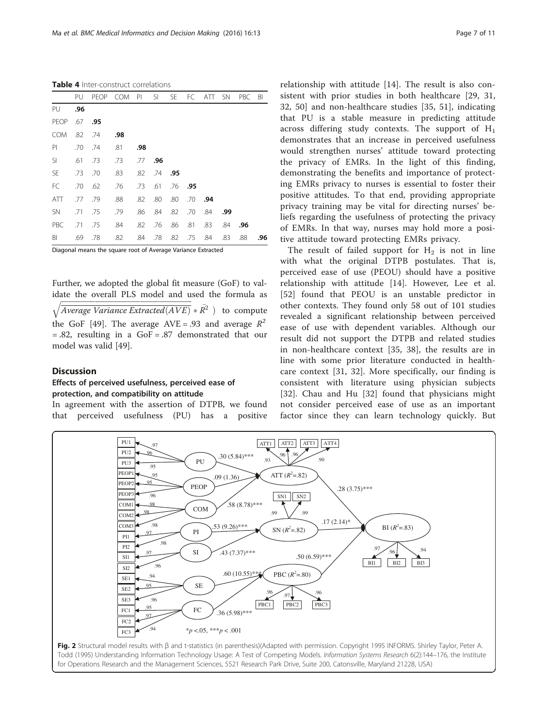**Table 4** Inter-construct correlations

| | PU | PEOP | COM | PI | SI | SE | FC | ATT | SN | PBC | BI |
|---|---|---|---|---|---|---|---|---|---|---|---|
| PU | **.96** | | | | | | | | | | |
| PEOP | .67 | **.95** | | | | | | | | | |
| COM | .82 | .74 | **.98** | | | | | | | | |
| PI | .70 | .74 | .81 | **.98** | | | | | | | |
| SI | .61 | .73 | .73 | .77 | **.96** | | | | | | |
| SE | .73 | .70 | .83 | .82 | .74 | **.95** | | | | | |
| FC | .70 | .62 | .76 | .73 | .61 | .76 | **.95** | | | | |
| ATT | .77 | .79 | .88 | .82 | .80 | .80 | .70 | **.94** | | | |
| SN | .71 | .75 | .79 | .86 | .84 | .82 | .70 | .84 | **.99** | | |
| PBC | .71 | .75 | .84 | .82 | .76 | .86 | .81 | .83 | .84 | **.96** | |
| BI | .69 | .78 | .82 | .84 | .78 | .82 | .75 | .84 | .83 | .88 | **.96** |

Diagonal means the square root of Average Variance Extracted

Further, we adopted the global fit measure (GoF) to validate the overall PLS model and used the formula as $\sqrt{\overline{Average\ Variance\ Extracted(AVE)} * \bar{R}^2}$ to compute the GoF [49]. The average AVE = .93 and average $R^2$ = .82, resulting in a GoF = .87 demonstrated that our model was valid [49].

## Discussion

### Effects of perceived usefulness, perceived ease of protection, and compatibility on attitude

In agreement with the assertion of DTPB, we found that perceived usefulness (PU) has a positive relationship with attitude [14]. The result is also consistent with prior studies in both healthcare [29, 31, 32, 50] and non-healthcare studies [35, 51], indicating that PU is a stable measure in predicting attitude across differing study contexts. The support of $H_1$ demonstrates that an increase in perceived usefulness would strengthen nurses' attitude toward protecting the privacy of EMRs. In the light of this finding, demonstrating the benefits and importance of protecting EMRs privacy to nurses is essential to foster their positive attitudes. To that end, providing appropriate privacy training may be vital for directing nurses' beliefs regarding the usefulness of protecting the privacy of EMRs. In that way, nurses may hold more a positive attitude toward protecting EMRs privacy.

The result of failed support for $H_2$ is not in line with what the original DTPB postulates. That is, perceived ease of use (PEOU) should have a positive relationship with attitude [14]. However, Lee et al. [52] found that PEOU is an unstable predictor in other contexts. They found only 58 out of 101 studies revealed a significant relationship between perceived ease of use with dependent variables. Although our result did not support the DTPB and related studies in non-healthcare context [35, 38], the results are in line with some prior literature conducted in healthcare context [31, 32]. More specifically, our finding is consistent with literature using physician subjects [32]. Chau and Hu [32] found that physicians might not consider perceived ease of use as an important factor since they can learn technology quickly. But

**Fig. 2** Structural model results with β and t-statistics (in parenthesis)(Adapted with permission. Copyright 1995 INFORMS. Shirley Taylor, Peter A. Todd (1995) Understanding Information Technology Usage: A Test of Competing Models. *Information Systems Research* 6(2):144–176, the Institute for Operations Research and the Management Sciences, 5521 Research Park Drive, Suite 200, Catonsville, Maryland 21228, USA)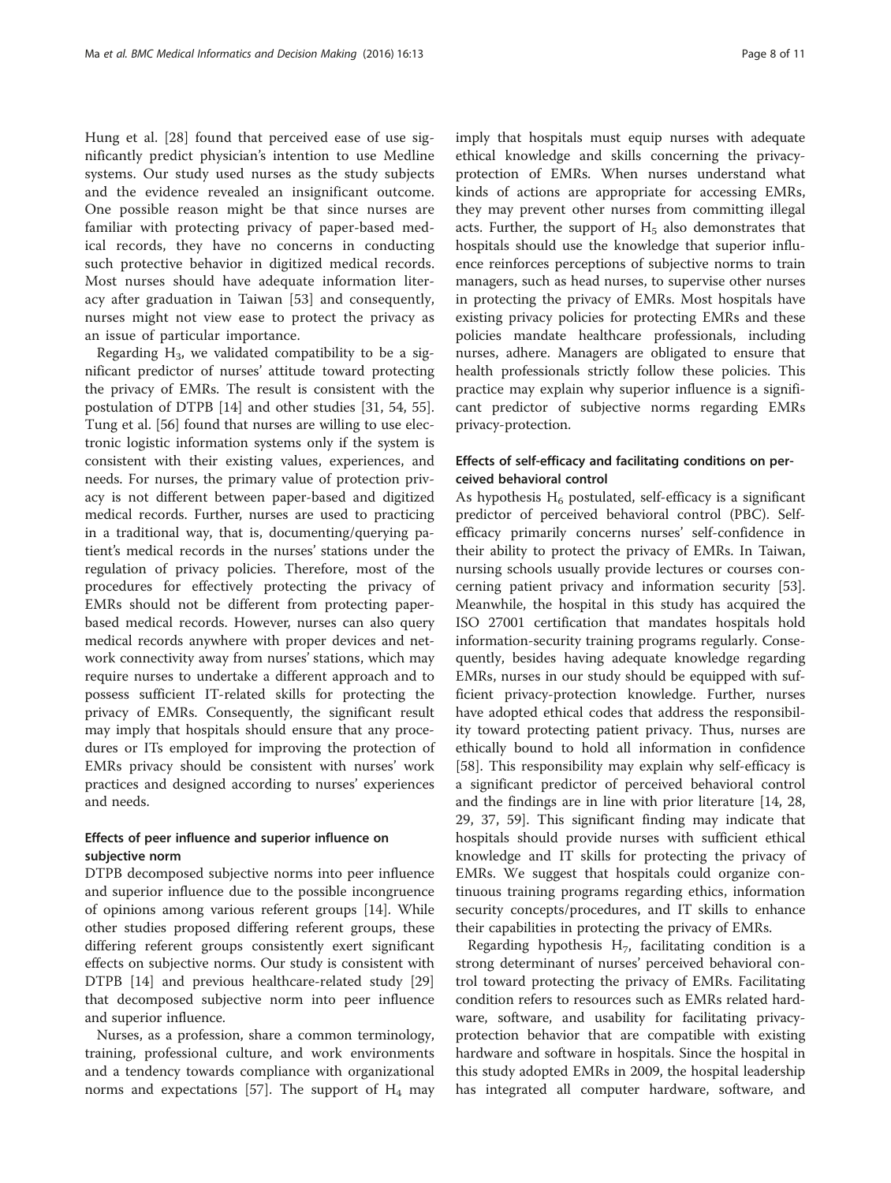Hung et al. [28] found that perceived ease of use significantly predict physician's intention to use Medline systems. Our study used nurses as the study subjects and the evidence revealed an insignificant outcome. One possible reason might be that since nurses are familiar with protecting privacy of paper-based medical records, they have no concerns in conducting such protective behavior in digitized medical records. Most nurses should have adequate information literacy after graduation in Taiwan [53] and consequently, nurses might not view ease to protect the privacy as an issue of particular importance.

Regarding $H_3$, we validated compatibility to be a significant predictor of nurses' attitude toward protecting the privacy of EMRs. The result is consistent with the postulation of DTPB [14] and other studies [31, 54, 55]. Tung et al. [56] found that nurses are willing to use electronic logistic information systems only if the system is consistent with their existing values, experiences, and needs. For nurses, the primary value of protection privacy is not different between paper-based and digitized medical records. Further, nurses are used to practicing in a traditional way, that is, documenting/querying patient's medical records in the nurses' stations under the regulation of privacy policies. Therefore, most of the procedures for effectively protecting the privacy of EMRs should not be different from protecting paper-based medical records. However, nurses can also query medical records anywhere with proper devices and network connectivity away from nurses' stations, which may require nurses to undertake a different approach and to possess sufficient IT-related skills for protecting the privacy of EMRs. Consequently, the significant result may imply that hospitals should ensure that any procedures or ITs employed for improving the protection of EMRs privacy should be consistent with nurses' work practices and designed according to nurses' experiences and needs.

### Effects of peer influence and superior influence on subjective norm

DTPB decomposed subjective norms into peer influence and superior influence due to the possible incongruence of opinions among various referent groups [14]. While other studies proposed differing referent groups, these differing referent groups consistently exert significant effects on subjective norms. Our study is consistent with DTPB [14] and previous healthcare-related study [29] that decomposed subjective norm into peer influence and superior influence.

Nurses, as a profession, share a common terminology, training, professional culture, and work environments and a tendency towards compliance with organizational norms and expectations [57]. The support of $H_4$ may imply that hospitals must equip nurses with adequate ethical knowledge and skills concerning the privacy-protection of EMRs. When nurses understand what kinds of actions are appropriate for accessing EMRs, they may prevent other nurses from committing illegal acts. Further, the support of $H_5$ also demonstrates that hospitals should use the knowledge that superior influence reinforces perceptions of subjective norms to train managers, such as head nurses, to supervise other nurses in protecting the privacy of EMRs. Most hospitals have existing privacy policies for protecting EMRs and these policies mandate healthcare professionals, including nurses, adhere. Managers are obligated to ensure that health professionals strictly follow these policies. This practice may explain why superior influence is a significant predictor of subjective norms regarding EMRs privacy-protection.

### Effects of self-efficacy and facilitating conditions on perceived behavioral control

As hypothesis $H_6$ postulated, self-efficacy is a significant predictor of perceived behavioral control (PBC). Self-efficacy primarily concerns nurses' self-confidence in their ability to protect the privacy of EMRs. In Taiwan, nursing schools usually provide lectures or courses concerning patient privacy and information security [53]. Meanwhile, the hospital in this study has acquired the ISO 27001 certification that mandates hospitals hold information-security training programs regularly. Consequently, besides having adequate knowledge regarding EMRs, nurses in our study should be equipped with sufficient privacy-protection knowledge. Further, nurses have adopted ethical codes that address the responsibility toward protecting patient privacy. Thus, nurses are ethically bound to hold all information in confidence [58]. This responsibility may explain why self-efficacy is a significant predictor of perceived behavioral control and the findings are in line with prior literature [14, 28, 29, 37, 59]. This significant finding may indicate that hospitals should provide nurses with sufficient ethical knowledge and IT skills for protecting the privacy of EMRs. We suggest that hospitals could organize continuous training programs regarding ethics, information security concepts/procedures, and IT skills to enhance their capabilities in protecting the privacy of EMRs.

Regarding hypothesis $H_7$, facilitating condition is a strong determinant of nurses' perceived behavioral control toward protecting the privacy of EMRs. Facilitating condition refers to resources such as EMRs related hardware, software, and usability for facilitating privacy-protection behavior that are compatible with existing hardware and software in hospitals. Since the hospital in this study adopted EMRs in 2009, the hospital leadership has integrated all computer hardware, software, and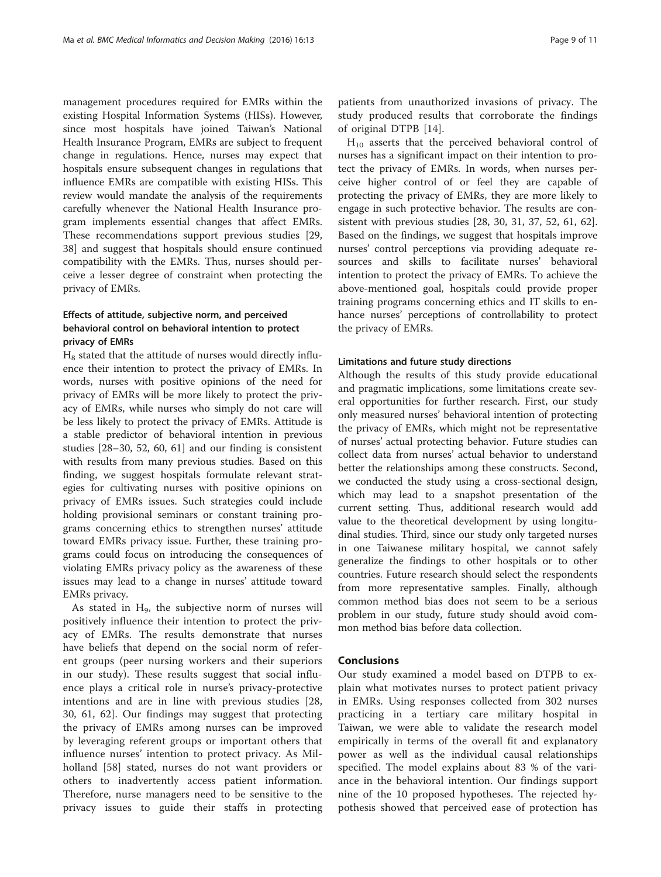management procedures required for EMRs within the existing Hospital Information Systems (HISs). However, since most hospitals have joined Taiwan's National Health Insurance Program, EMRs are subject to frequent change in regulations. Hence, nurses may expect that hospitals ensure subsequent changes in regulations that influence EMRs are compatible with existing HISs. This review would mandate the analysis of the requirements carefully whenever the National Health Insurance program implements essential changes that affect EMRs. These recommendations support previous studies [29, 38] and suggest that hospitals should ensure continued compatibility with the EMRs. Thus, nurses should perceive a lesser degree of constraint when protecting the privacy of EMRs.

### Effects of attitude, subjective norm, and perceived behavioral control on behavioral intention to protect privacy of EMRs

$H_8$ stated that the attitude of nurses would directly influence their intention to protect the privacy of EMRs. In words, nurses with positive opinions of the need for privacy of EMRs will be more likely to protect the privacy of EMRs, while nurses who simply do not care will be less likely to protect the privacy of EMRs. Attitude is a stable predictor of behavioral intention in previous studies [28–30, 52, 60, 61] and our finding is consistent with results from many previous studies. Based on this finding, we suggest hospitals formulate relevant strategies for cultivating nurses with positive opinions on privacy of EMRs issues. Such strategies could include holding provisional seminars or constant training programs concerning ethics to strengthen nurses' attitude toward EMRs privacy issue. Further, these training programs could focus on introducing the consequences of violating EMRs privacy policy as the awareness of these issues may lead to a change in nurses' attitude toward EMRs privacy.

As stated in $H_9$, the subjective norm of nurses will positively influence their intention to protect the privacy of EMRs. The results demonstrate that nurses have beliefs that depend on the social norm of referent groups (peer nursing workers and their superiors in our study). These results suggest that social influence plays a critical role in nurse's privacy-protective intentions and are in line with previous studies [28, 30, 61, 62]. Our findings may suggest that protecting the privacy of EMRs among nurses can be improved by leveraging referent groups or important others that influence nurses' intention to protect privacy. As Milholland [58] stated, nurses do not want providers or others to inadvertently access patient information. Therefore, nurse managers need to be sensitive to the privacy issues to guide their staffs in protecting patients from unauthorized invasions of privacy. The study produced results that corroborate the findings of original DTPB [14].

$H_{10}$ asserts that the perceived behavioral control of nurses has a significant impact on their intention to protect the privacy of EMRs. In words, when nurses perceive higher control of or feel they are capable of protecting the privacy of EMRs, they are more likely to engage in such protective behavior. The results are consistent with previous studies [28, 30, 31, 37, 52, 61, 62]. Based on the findings, we suggest that hospitals improve nurses' control perceptions via providing adequate resources and skills to facilitate nurses' behavioral intention to protect the privacy of EMRs. To achieve the above-mentioned goal, hospitals could provide proper training programs concerning ethics and IT skills to enhance nurses' perceptions of controllability to protect the privacy of EMRs.

### Limitations and future study directions

Although the results of this study provide educational and pragmatic implications, some limitations create several opportunities for further research. First, our study only measured nurses' behavioral intention of protecting the privacy of EMRs, which might not be representative of nurses' actual protecting behavior. Future studies can collect data from nurses' actual behavior to understand better the relationships among these constructs. Second, we conducted the study using a cross-sectional design, which may lead to a snapshot presentation of the current setting. Thus, additional research would add value to the theoretical development by using longitudinal studies. Third, since our study only targeted nurses in one Taiwanese military hospital, we cannot safely generalize the findings to other hospitals or to other countries. Future research should select the respondents from more representative samples. Finally, although common method bias does not seem to be a serious problem in our study, future study should avoid common method bias before data collection.

## Conclusions

Our study examined a model based on DTPB to explain what motivates nurses to protect patient privacy in EMRs. Using responses collected from 302 nurses practicing in a tertiary care military hospital in Taiwan, we were able to validate the research model empirically in terms of the overall fit and explanatory power as well as the individual causal relationships specified. The model explains about 83 % of the variance in the behavioral intention. Our findings support nine of the 10 proposed hypotheses. The rejected hypothesis showed that perceived ease of protection has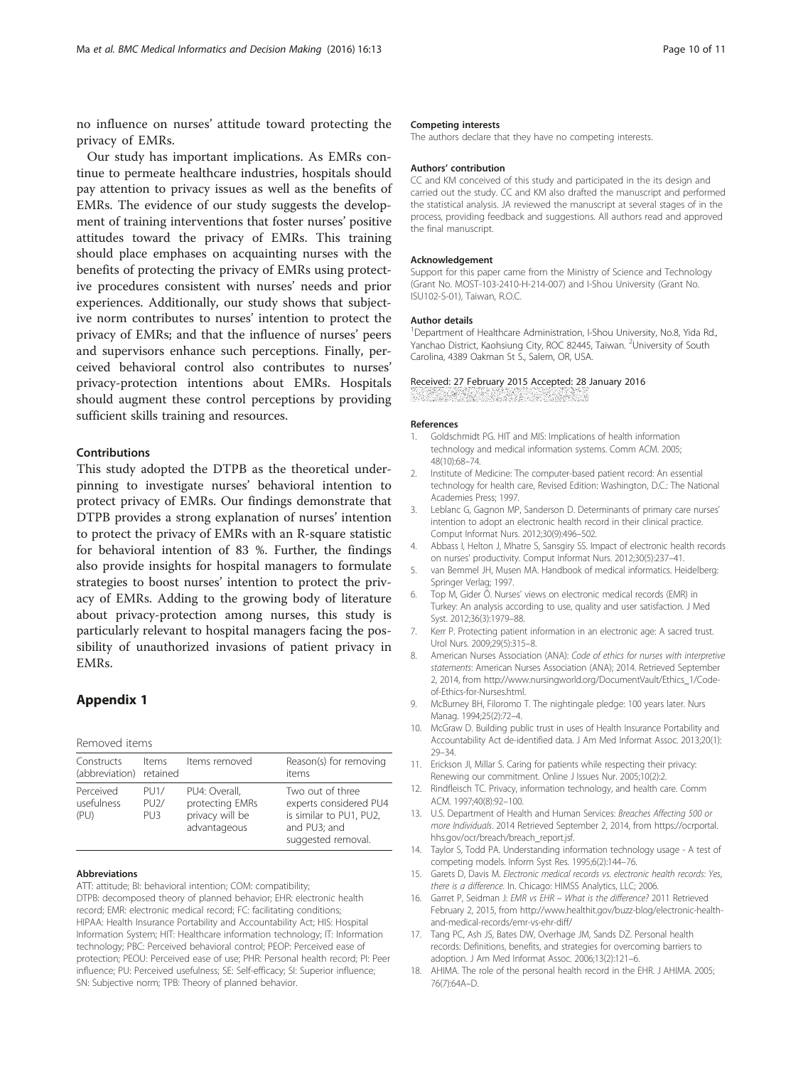no influence on nurses' attitude toward protecting the privacy of EMRs.

Our study has important implications. As EMRs continue to permeate healthcare industries, hospitals should pay attention to privacy issues as well as the benefits of EMRs. The evidence of our study suggests the development of training interventions that foster nurses' positive attitudes toward the privacy of EMRs. This training should place emphases on acquainting nurses with the benefits of protecting the privacy of EMRs using protective procedures consistent with nurses' needs and prior experiences. Additionally, our study shows that subjective norm contributes to nurses' intention to protect the privacy of EMRs; and that the influence of nurses' peers and supervisors enhance such perceptions. Finally, perceived behavioral control also contributes to nurses' privacy-protection intentions about EMRs. Hospitals should augment these control perceptions by providing sufficient skills training and resources.

### Contributions

This study adopted the DTPB as the theoretical underpinning to investigate nurses' behavioral intention to protect privacy of EMRs. Our findings demonstrate that DTPB provides a strong explanation of nurses' intention to protect the privacy of EMRs with an R-square statistic for behavioral intention of 83 %. Further, the findings also provide insights for hospital managers to formulate strategies to boost nurses' intention to protect the privacy of EMRs. Adding to the growing body of literature about privacy-protection among nurses, this study is particularly relevant to hospital managers facing the possibility of unauthorized invasions of patient privacy in EMRs.

## Appendix 1

Removed items

| Constructs (abbreviation) | Items retained | Items removed | Reason(s) for removing items |
|---|---|---|---|
| Perceived usefulness (PU) | PU1/ PU2/ PU3 | PU4: Overall, protecting EMRs privacy will be advantageous | Two out of three experts considered PU4 is similar to PU1, PU2, and PU3; and suggested removal. |

#### Abbreviations

ATT: attitude; BI: behavioral intention; COM: compatibility; DTPB: decomposed theory of planned behavior; EHR: electronic health record; EMR: electronic medical record; FC: facilitating conditions; HIPAA: Health Insurance Portability and Accountability Act; HIS: Hospital Information System; HIT: Healthcare information technology; IT: Information technology; PBC: Perceived behavioral control; PEOP: Perceived ease of protection; PEOU: Perceived ease of use; PHR: Personal health record; PI: Peer influence; PU: Perceived usefulness; SE: Self-efficacy; SI: Superior influence; SN: Subjective norm; TPB: Theory of planned behavior.

#### Competing interests

The authors declare that they have no competing interests.

#### Authors' contribution

CC and KM conceived of this study and participated in the its design and carried out the study. CC and KM also drafted the manuscript and performed the statistical analysis. JA reviewed the manuscript at several stages of in the process, providing feedback and suggestions. All authors read and approved the final manuscript.

#### Acknowledgement

Support for this paper came from the Ministry of Science and Technology (Grant No. MOST-103-2410-H-214-007) and I-Shou University (Grant No. ISU102-S-01), Taiwan, R.O.C.

#### Author details

[1]Department of Healthcare Administration, I-Shou University, No.8, Yida Rd., Yanchao District, Kaohsiung City, ROC 82445, Taiwan. [2]University of South Carolina, 4389 Oakman St S., Salem, OR, USA.

Received: 27 February 2015 Accepted: 28 January 2016

#### References

1. Goldschmidt PG. HIT and MIS: Implications of health information technology and medical information systems. Comm ACM. 2005; 48(10):68–74.
2. Institute of Medicine: The computer-based patient record: An essential technology for health care, Revised Edition: Washington, D.C.: The National Academies Press; 1997.
3. Leblanc G, Gagnon MP, Sanderson D. Determinants of primary care nurses' intention to adopt an electronic health record in their clinical practice. Comput Informat Nurs. 2012;30(9):496–502.
4. Abbass I, Helton J, Mhatre S, Sansgiry SS. Impact of electronic health records on nurses' productivity. Comput Informat Nurs. 2012;30(5):237–41.
5. van Bemmel JH, Musen MA. Handbook of medical informatics. Heidelberg: Springer Verlag; 1997.
6. Top M, Gider Ö. Nurses' views on electronic medical records (EMR) in Turkey: An analysis according to use, quality and user satisfaction. J Med Syst. 2012;36(3):1979–88.
7. Kerr P. Protecting patient information in an electronic age: A sacred trust. Urol Nurs. 2009;29(5):315–8.
8. American Nurses Association (ANA): *Code of ethics for nurses with interpretive statements*: American Nurses Association (ANA); 2014. Retrieved September 2, 2014, from http://www.nursingworld.org/DocumentVault/Ethics_1/Code-of-Ethics-for-Nurses.html.
9. McBurney BH, Filoromo T. The nightingale pledge: 100 years later. Nurs Manag. 1994;25(2):72–4.
10. McGraw D. Building public trust in uses of Health Insurance Portability and Accountability Act de-identified data. J Am Med Informat Assoc. 2013;20(1): 29–34.
11. Erickson JI, Millar S. Caring for patients while respecting their privacy: Renewing our commitment. Online J Issues Nur. 2005;10(2):2.
12. Rindfleisch TC. Privacy, information technology, and health care. Comm ACM. 1997;40(8):92–100.
13. U.S. Department of Health and Human Services: *Breaches Affecting 500 or more Individuals*. 2014 Retrieved September 2, 2014, from https://ocrportal.hhs.gov/ocr/breach/breach_report.jsf.
14. Taylor S, Todd PA. Understanding information technology usage - A test of competing models. Inform Syst Res. 1995;6(2):144–76.
15. Garets D, Davis M. *Electronic medical records vs. electronic health records: Yes, there is a difference*. In. Chicago: HIMSS Analytics, LLC; 2006.
16. Garret P, Seidman J: *EMR vs EHR – What is the difference?* 2011 Retrieved February 2, 2015, from http://www.healthit.gov/buzz-blog/electronic-health-and-medical-records/emr-vs-ehr-diff/
17. Tang PC, Ash JS, Bates DW, Overhage JM, Sands DZ. Personal health records: Definitions, benefits, and strategies for overcoming barriers to adoption. J Am Med Informat Assoc. 2006;13(2):121–6.
18. AHIMA. The role of the personal health record in the EHR. J AHIMA. 2005; 76(7):64A–D.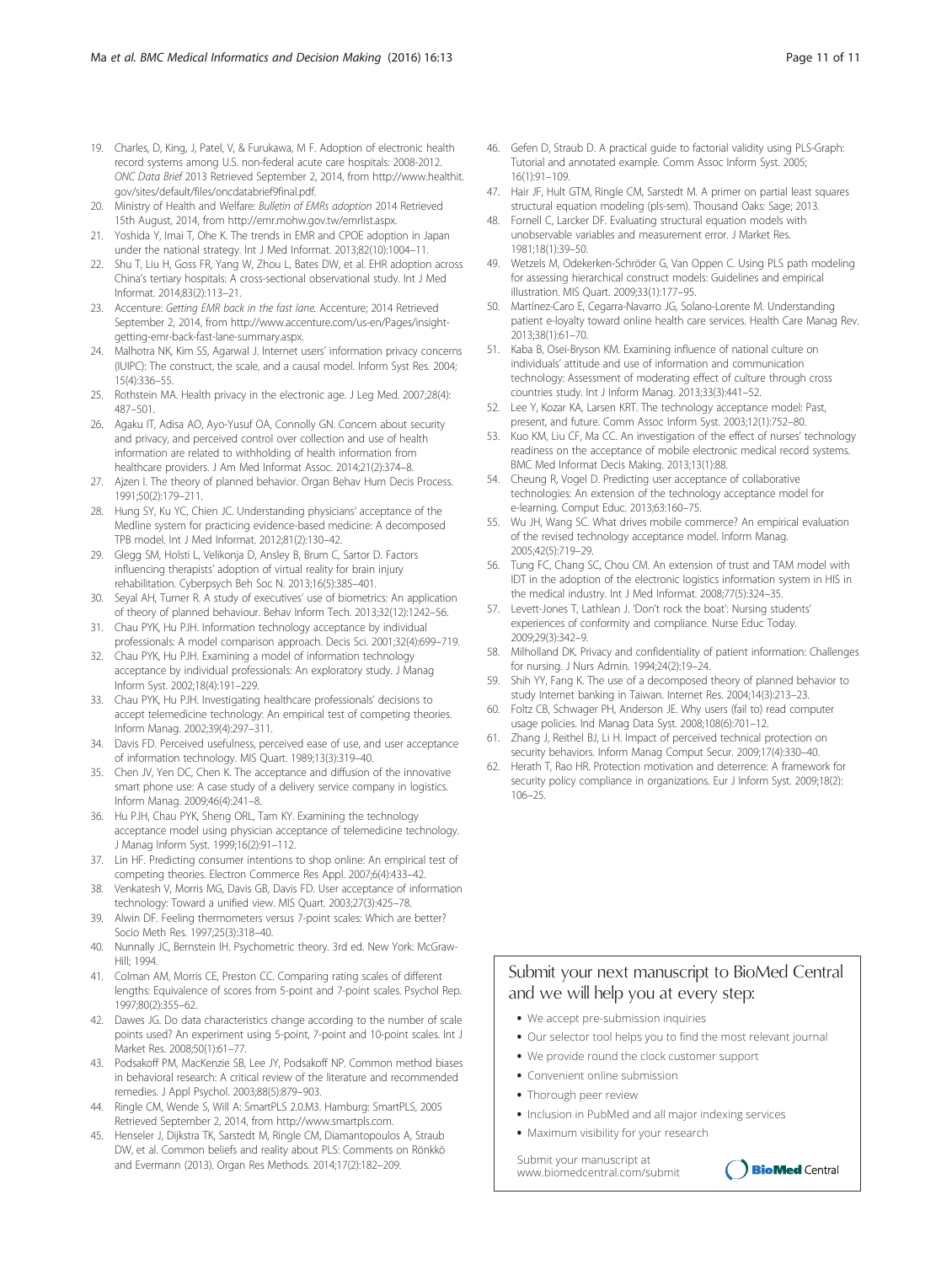19. Charles, D, King, J, Patel, V, & Furukawa, M F. Adoption of electronic health record systems among U.S. non-federal acute care hospitals: 2008-2012. *ONC Data Brief* 2013 Retrieved September 2, 2014, from http://www.healthit.gov/sites/default/files/oncdatabrief9final.pdf.
20. Ministry of Health and Welfare: *Bulletin of EMRs adoption* 2014 Retrieved 15th August, 2014, from http://emr.mohw.gov.tw/emrlist.aspx.
21. Yoshida Y, Imai T, Ohe K. The trends in EMR and CPOE adoption in Japan under the national strategy. Int J Med Informat. 2013;82(10):1004–11.
22. Shu T, Liu H, Goss FR, Yang W, Zhou L, Bates DW, et al. EHR adoption across China's tertiary hospitals: A cross-sectional observational study. Int J Med Informat. 2014;83(2):113–21.
23. Accenture: *Getting EMR back in the fast lane.* Accenture; 2014 Retrieved September 2, 2014, from http://www.accenture.com/us-en/Pages/insight-getting-emr-back-fast-lane-summary.aspx.
24. Malhotra NK, Kim SS, Agarwal J. Internet users' information privacy concerns (IUIPC): The construct, the scale, and a causal model. Inform Syst Res. 2004; 15(4):336–55.
25. Rothstein MA. Health privacy in the electronic age. J Leg Med. 2007;28(4): 487–501.
26. Agaku IT, Adisa AO, Ayo-Yusuf OA, Connolly GN. Concern about security and privacy, and perceived control over collection and use of health information are related to withholding of health information from healthcare providers. J Am Med Informat Assoc. 2014;21(2):374–8.
27. Ajzen I. The theory of planned behavior. Organ Behav Hum Decis Process. 1991;50(2):179–211.
28. Hung SY, Ku YC, Chien JC. Understanding physicians' acceptance of the Medline system for practicing evidence-based medicine: A decomposed TPB model. Int J Med Informat. 2012;81(2):130–42.
29. Glegg SM, Holsti L, Velikonja D, Ansley B, Brum C, Sartor D. Factors influencing therapists' adoption of virtual reality for brain injury rehabilitation. Cyberpsych Beh Soc N. 2013;16(5):385–401.
30. Seyal AH, Turner R. A study of executives' use of biometrics: An application of theory of planned behaviour. Behav Inform Tech. 2013;32(12):1242–56.
31. Chau PYK, Hu PJH. Information technology acceptance by individual professionals: A model comparison approach. Decis Sci. 2001;32(4):699–719.
32. Chau PYK, Hu PJH. Examining a model of information technology acceptance by individual professionals: An exploratory study. J Manag Inform Syst. 2002;18(4):191–229.
33. Chau PYK, Hu PJH. Investigating healthcare professionals' decisions to accept telemedicine technology: An empirical test of competing theories. Inform Manag. 2002;39(4):297–311.
34. Davis FD. Perceived usefulness, perceived ease of use, and user acceptance of information technology. MIS Quart. 1989;13(3):319–40.
35. Chen JV, Yen DC, Chen K. The acceptance and diffusion of the innovative smart phone use: A case study of a delivery service company in logistics. Inform Manag. 2009;46(4):241–8.
36. Hu PJH, Chau PYK, Sheng ORL, Tam KY. Examining the technology acceptance model using physician acceptance of telemedicine technology. J Manag Inform Syst. 1999;16(2):91–112.
37. Lin HF. Predicting consumer intentions to shop online: An empirical test of competing theories. Electron Commerce Res Appl. 2007;6(4):433–42.
38. Venkatesh V, Morris MG, Davis GB, Davis FD. User acceptance of information technology: Toward a unified view. MIS Quart. 2003;27(3):425–78.
39. Alwin DF. Feeling thermometers versus 7-point scales: Which are better? Socio Meth Res. 1997;25(3):318–40.
40. Nunnally JC, Bernstein IH. Psychometric theory. 3rd ed. New York: McGraw-Hill; 1994.
41. Colman AM, Morris CE, Preston CC. Comparing rating scales of different lengths: Equivalence of scores from 5-point and 7-point scales. Psychol Rep. 1997;80(2):355–62.
42. Dawes JG. Do data characteristics change according to the number of scale points used? An experiment using 5-point, 7-point and 10-point scales. Int J Market Res. 2008;50(1):61–77.
43. Podsakoff PM, MacKenzie SB, Lee JY, Podsakoff NP. Common method biases in behavioral research: A critical review of the literature and recommended remedies. J Appl Psychol. 2003;88(5):879–903.
44. Ringle CM, Wende S, Will A: SmartPLS 2.0.M3. Hamburg: SmartPLS, 2005 Retrieved September 2, 2014, from http://www.smartpls.com.
45. Henseler J, Dijkstra TK, Sarstedt M, Ringle CM, Diamantopoulos A, Straub DW, et al. Common beliefs and reality about PLS: Comments on Rönkkö and Evermann (2013). Organ Res Methods. 2014;17(2):182–209.
46. Gefen D, Straub D. A practical guide to factorial validity using PLS-Graph: Tutorial and annotated example. Comm Assoc Inform Syst. 2005; 16(1):91–109.
47. Hair JF, Hult GTM, Ringle CM, Sarstedt M. A primer on partial least squares structural equation modeling (pls-sem). Thousand Oaks: Sage; 2013.
48. Fornell C, Larcker DF. Evaluating structural equation models with unobservable variables and measurement error. J Market Res. 1981;18(1):39–50.
49. Wetzels M, Odekerken-Schröder G, Van Oppen C. Using PLS path modeling for assessing hierarchical construct models: Guidelines and empirical illustration. MIS Quart. 2009;33(1):177–95.
50. Martínez-Caro E, Cegarra-Navarro JG, Solano-Lorente M. Understanding patient e-loyalty toward online health care services. Health Care Manag Rev. 2013;38(1):61–70.
51. Kaba B, Osei-Bryson KM. Examining influence of national culture on individuals' attitude and use of information and communication technology: Assessment of moderating effect of culture through cross countries study. Int J Inform Manag. 2013;33(3):441–52.
52. Lee Y, Kozar KA, Larsen KRT. The technology acceptance model: Past, present, and future. Comm Assoc Inform Syst. 2003;12(1):752–80.
53. Kuo KM, Liu CF, Ma CC. An investigation of the effect of nurses' technology readiness on the acceptance of mobile electronic medical record systems. BMC Med Informat Decis Making. 2013;13(1):88.
54. Cheung R, Vogel D. Predicting user acceptance of collaborative technologies: An extension of the technology acceptance model for e-learning. Comput Educ. 2013;63:160–75.
55. Wu JH, Wang SC. What drives mobile commerce? An empirical evaluation of the revised technology acceptance model. Inform Manag. 2005;42(5):719–29.
56. Tung FC, Chang SC, Chou CM. An extension of trust and TAM model with IDT in the adoption of the electronic logistics information system in HIS in the medical industry. Int J Med Informat. 2008;77(5):324–35.
57. Levett-Jones T, Lathlean J. 'Don't rock the boat': Nursing students' experiences of conformity and compliance. Nurse Educ Today. 2009;29(3):342–9.
58. Milholland DK. Privacy and confidentiality of patient information: Challenges for nursing. J Nurs Admin. 1994;24(2):19–24.
59. Shih YY, Fang K. The use of a decomposed theory of planned behavior to study Internet banking in Taiwan. Internet Res. 2004;14(3):213–23.
60. Foltz CB, Schwager PH, Anderson JE. Why users (fail to) read computer usage policies. Ind Manag Data Syst. 2008;108(6):701–12.
61. Zhang J, Reithel BJ, Li H. Impact of perceived technical protection on security behaviors. Inform Manag Comput Secur. 2009;17(4):330–40.
62. Herath T, Rao HR. Protection motivation and deterrence: A framework for security policy compliance in organizations. Eur J Inform Syst. 2009;18(2): 106–25.

Submit your next manuscript to BioMed Central and we will help you at every step:

- We accept pre-submission inquiries
- Our selector tool helps you to find the most relevant journal
- We provide round the clock customer support
- Convenient online submission
- Thorough peer review
- Inclusion in PubMed and all major indexing services
- Maximum visibility for your research

Submit your manuscript at www.biomedcentral.com/submit

BioMed Central